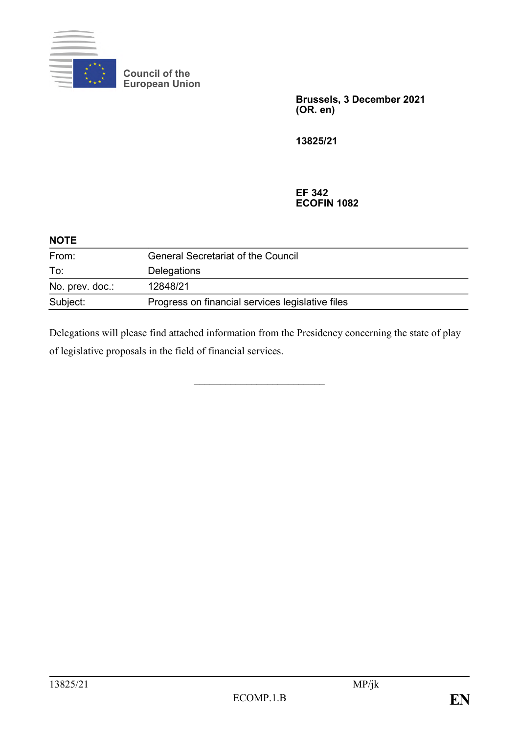Council of the
European Union

**Brussels, 3 December 2021**
**(OR. en)**

**13825/21**

**EF 342**
**ECOFIN 1082**

**NOTE**

| | |
|---|---|
| From: | General Secretariat of the Council |
| To: | Delegations |
| No. prev. doc.: | 12848/21 |
| Subject: | Progress on financial services legislative files |

Delegations will please find attached information from the Presidency concerning the state of play of legislative proposals in the field of financial services.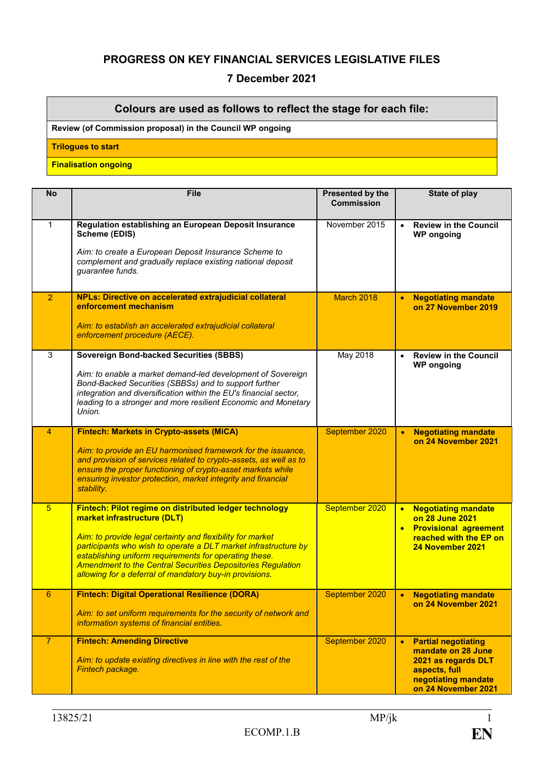**PROGRESS ON KEY FINANCIAL SERVICES LEGISLATIVE FILES**

**7 December 2021**

| Colours are used as follows to reflect the stage for each file: |
|---|
| **Review (of Commission proposal) in the Council WP ongoing** |
| **Trilogues to start** |
| **Finalisation ongoing** |

| No | File | Presented by the Commission | State of play |
|---|---|---|---|
| 1 | **Regulation establishing an European Deposit Insurance Scheme (EDIS)**<br><br>*Aim: to create a European Deposit Insurance Scheme to complement and gradually replace existing national deposit guarantee funds.* | November 2015 | • **Review in the Council WP ongoing** |
| 2 | **NPLs: Directive on accelerated extrajudicial collateral enforcement mechanism**<br><br>*Aim: to establish an accelerated extrajudicial collateral enforcement procedure (AECE).* | March 2018 | • **Negotiating mandate on 27 November 2019** |
| 3 | **Sovereign Bond-backed Securities (SBBS)**<br><br>*Aim: to enable a market demand-led development of Sovereign Bond-Backed Securities (SBBSs) and to support further integration and diversification within the EU's financial sector, leading to a stronger and more resilient Economic and Monetary Union.* | May 2018 | • **Review in the Council WP ongoing** |
| 4 | **Fintech: Markets in Crypto-assets (MiCA)**<br><br>*Aim: to provide an EU harmonised framework for the issuance, and provision of services related to crypto-assets, as well as to ensure the proper functioning of crypto-asset markets while ensuring investor protection, market integrity and financial stability.* | September 2020 | • **Negotiating mandate on 24 November 2021** |
| 5 | **Fintech: Pilot regime on distributed ledger technology market infrastructure (DLT)**<br><br>*Aim: to provide legal certainty and flexibility for market participants who wish to operate a DLT market infrastructure by establishing uniform requirements for operating these. Amendment to the Central Securities Depositories Regulation allowing for a deferral of mandatory buy-in provisions.* | September 2020 | • **Negotiating mandate on 28 June 2021**<br>• **Provisional agreement reached with the EP on 24 November 2021** |
| 6 | **Fintech: Digital Operational Resilience (DORA)**<br><br>*Aim: to set uniform requirements for the security of network and information systems of financial entities.* | September 2020 | • **Negotiating mandate on 24 November 2021** |
| 7 | **Fintech: Amending Directive**<br><br>*Aim: to update existing directives in line with the rest of the Fintech package.* | September 2020 | • **Partial negotiating mandate on 28 June 2021 as regards DLT aspects, full negotiating mandate on 24 November 2021** |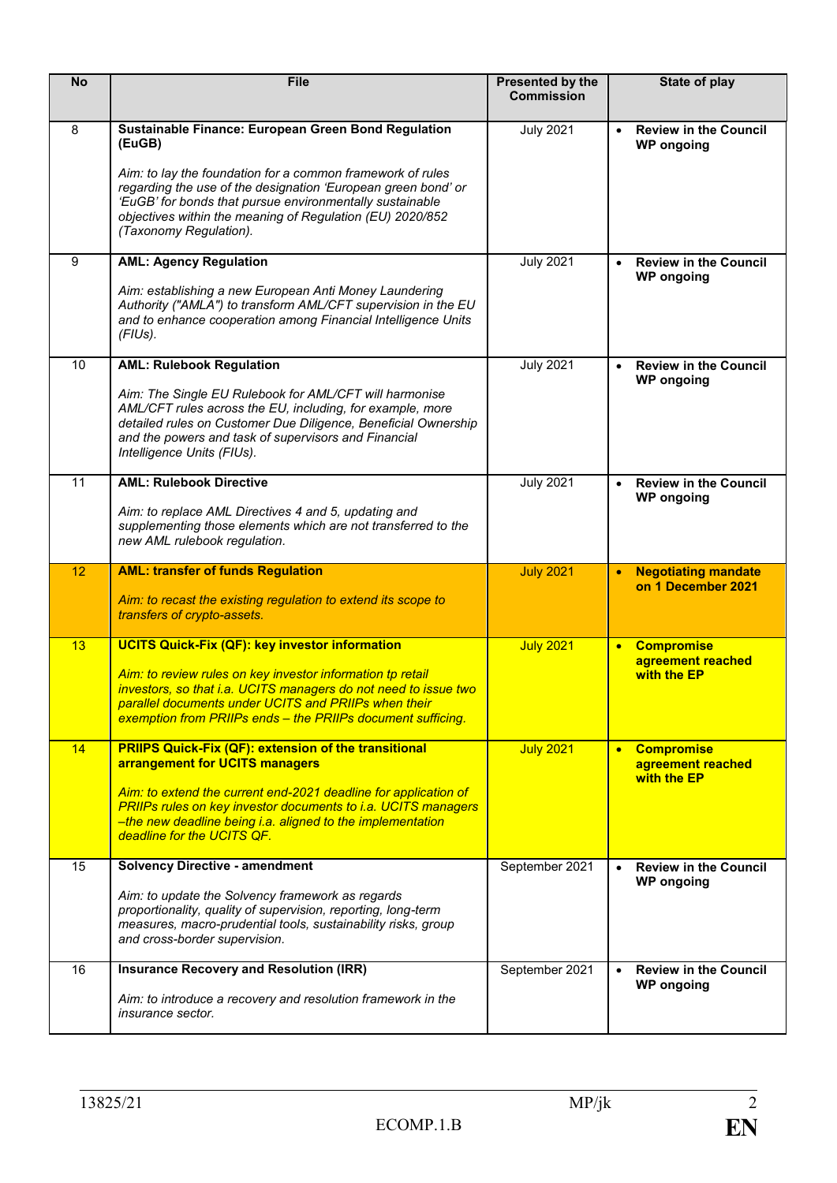| No | File | Presented by the Commission | State of play |
|---|---|---|---|
| 8 | **Sustainable Finance: European Green Bond Regulation (EuGB)**<br><br>*Aim: to lay the foundation for a common framework of rules regarding the use of the designation 'European green bond' or 'EuGB' for bonds that pursue environmentally sustainable objectives within the meaning of Regulation (EU) 2020/852 (Taxonomy Regulation).* | July 2021 | • **Review in the Council WP ongoing** |
| 9 | **AML: Agency Regulation**<br><br>*Aim: establishing a new European Anti Money Laundering Authority ("AMLA") to transform AML/CFT supervision in the EU and to enhance cooperation among Financial Intelligence Units (FIUs).* | July 2021 | • **Review in the Council WP ongoing** |
| 10 | **AML: Rulebook Regulation**<br><br>*Aim: The Single EU Rulebook for AML/CFT will harmonise AML/CFT rules across the EU, including, for example, more detailed rules on Customer Due Diligence, Beneficial Ownership and the powers and task of supervisors and Financial Intelligence Units (FIUs).* | July 2021 | • **Review in the Council WP ongoing** |
| 11 | **AML: Rulebook Directive**<br><br>*Aim: to replace AML Directives 4 and 5, updating and supplementing those elements which are not transferred to the new AML rulebook regulation.* | July 2021 | • **Review in the Council WP ongoing** |
| 12 | **AML: transfer of funds Regulation**<br><br>*Aim: to recast the existing regulation to extend its scope to transfers of crypto-assets.* | July 2021 | • **Negotiating mandate on 1 December 2021** |
| 13 | **UCITS Quick-Fix (QF): key investor information**<br><br>*Aim: to review rules on key investor information tp retail investors, so that i.a. UCITS managers do not need to issue two parallel documents under UCITS and PRIIPs when their exemption from PRIIPs ends – the PRIIPs document sufficing.* | July 2021 | • **Compromise agreement reached with the EP** |
| 14 | **PRIIPS Quick-Fix (QF): extension of the transitional arrangement for UCITS managers**<br><br>*Aim: to extend the current end-2021 deadline for application of PRIIPs rules on key investor documents to i.a. UCITS managers –the new deadline being i.a. aligned to the implementation deadline for the UCITS QF.* | July 2021 | • **Compromise agreement reached with the EP** |
| 15 | **Solvency Directive - amendment**<br><br>*Aim: to update the Solvency framework as regards proportionality, quality of supervision, reporting, long-term measures, macro-prudential tools, sustainability risks, group and cross-border supervision.* | September 2021 | • **Review in the Council WP ongoing** |
| 16 | **Insurance Recovery and Resolution (IRR)**<br><br>*Aim: to introduce a recovery and resolution framework in the insurance sector.* | September 2021 | • **Review in the Council WP ongoing** |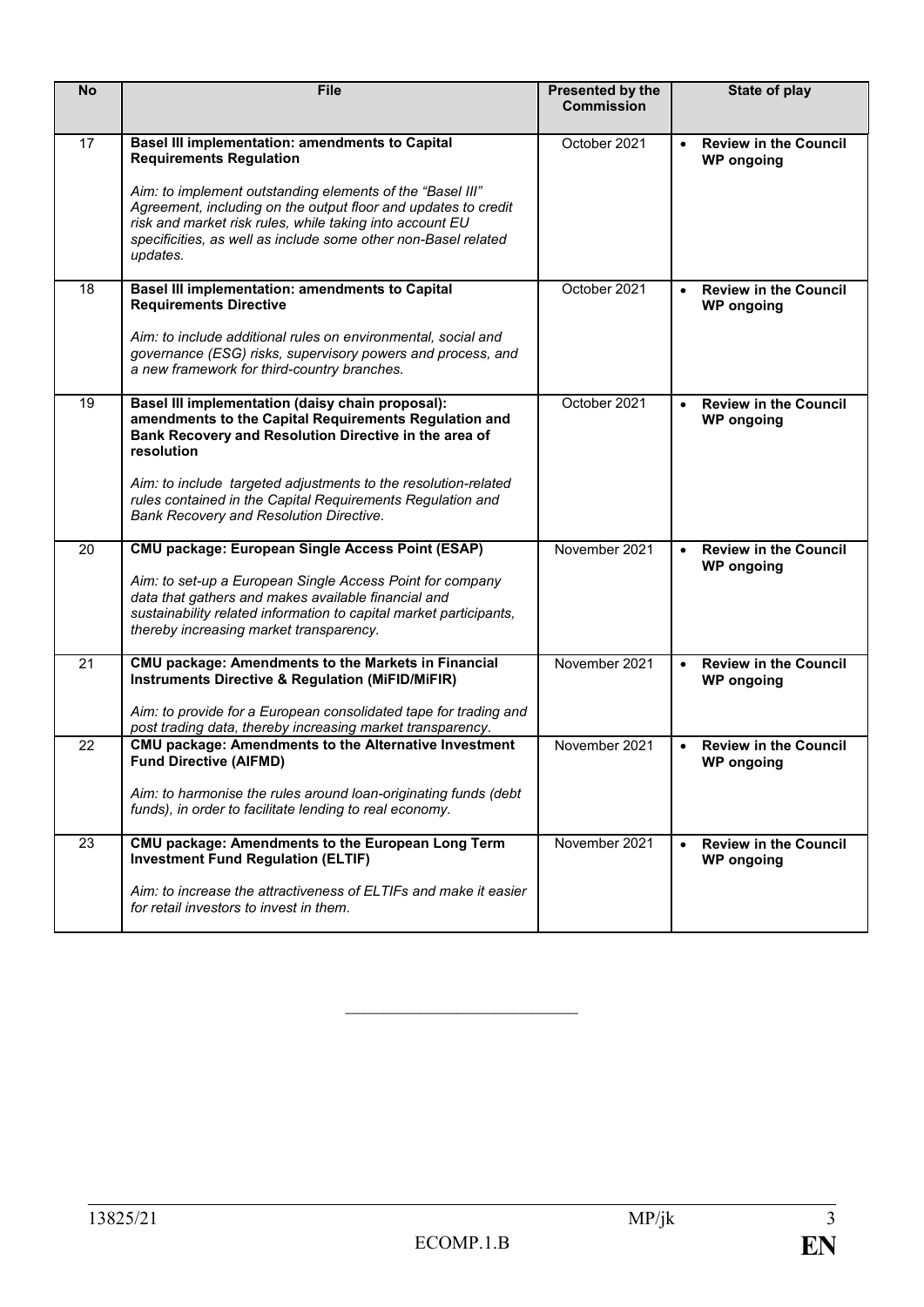| No | File | Presented by the Commission | State of play |
|---|---|---|---|
| 17 | **Basel III implementation: amendments to Capital Requirements Regulation**<br><br>*Aim: to implement outstanding elements of the "Basel III" Agreement, including on the output floor and updates to credit risk and market risk rules, while taking into account EU specificities, as well as include some other non-Basel related updates.* | October 2021 | • **Review in the Council WP ongoing** |
| 18 | **Basel III implementation: amendments to Capital Requirements Directive**<br><br>*Aim: to include additional rules on environmental, social and governance (ESG) risks, supervisory powers and process, and a new framework for third-country branches.* | October 2021 | • **Review in the Council WP ongoing** |
| 19 | **Basel III implementation (daisy chain proposal): amendments to the Capital Requirements Regulation and Bank Recovery and Resolution Directive in the area of resolution**<br><br>*Aim: to include targeted adjustments to the resolution-related rules contained in the Capital Requirements Regulation and Bank Recovery and Resolution Directive.* | October 2021 | • **Review in the Council WP ongoing** |
| 20 | **CMU package: European Single Access Point (ESAP)**<br><br>*Aim: to set-up a European Single Access Point for company data that gathers and makes available financial and sustainability related information to capital market participants, thereby increasing market transparency.* | November 2021 | • **Review in the Council WP ongoing** |
| 21 | **CMU package: Amendments to the Markets in Financial Instruments Directive & Regulation (MiFID/MiFIR)**<br><br>*Aim: to provide for a European consolidated tape for trading and post trading data, thereby increasing market transparency.* | November 2021 | • **Review in the Council WP ongoing** |
| 22 | **CMU package: Amendments to the Alternative Investment Fund Directive (AIFMD)**<br><br>*Aim: to harmonise the rules around loan-originating funds (debt funds), in order to facilitate lending to real economy.* | November 2021 | • **Review in the Council WP ongoing** |
| 23 | **CMU package: Amendments to the European Long Term Investment Fund Regulation (ELTIF)**<br><br>*Aim: to increase the attractiveness of ELTIFs and make it easier for retail investors to invest in them.* | November 2021 | • **Review in the Council WP ongoing** |

\_\_\_\_\_\_\_\_\_\_\_\_\_\_\_\_\_\_\_\_\_\_\_\_